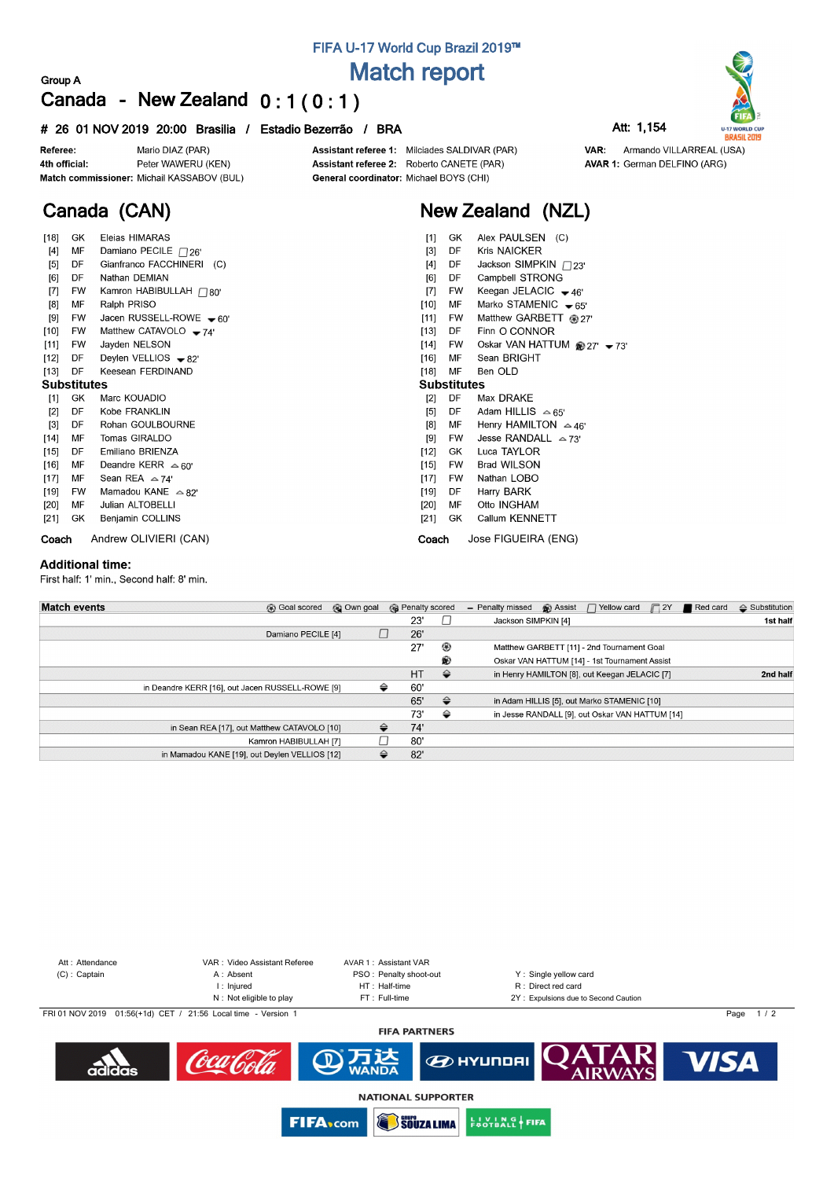FIFA U-17 World Cup Brazil 2019™

# Match report

Group A

## Canada - New Zealand 0 : 1 ( 0 : 1 )

**# 26 01 NOV 2019 20:00 Brasilia / Estadio Bezerrão / BRA** Att: 1,154

| | | | | | |
|---|---|---|---|---|---|
| **Referee:** | Mario DIAZ (PAR) | **Assistant referee 1:** | Milciades SALDIVAR (PAR) | **VAR:** | Armando VILLARREAL (USA) |
| **4th official:** | Peter WAWERU (KEN) | **Assistant referee 2:** | Roberto CANETE (PAR) | **AVAR 1:** | German DELFINO (ARG) |
| **Match commissioner:** | Michail KASSABOV (BUL) | **General coordinator:** | Michael BOYS (CHI) | | |

## Canada (CAN)

| No. | Pos | Player | Events |
|---|---|---|---|
| [18] | GK | Eleias HIMARAS | |
| [4] | MF | Damiano PECILE | Yellow card 26' |
| [5] | DF | Gianfranco FACCHINERI (C) | |
| [6] | DF | Nathan DEMIAN | |
| [7] | FW | Kamron HABIBULLAH | Yellow card 80' |
| [8] | MF | Ralph PRISO | |
| [9] | FW | Jacen RUSSELL-ROWE | Out 60' |
| [10] | FW | Matthew CATAVOLO | Out 74' |
| [11] | FW | Jayden NELSON | |
| [12] | DF | Deylen VELLIOS | Out 82' |
| [13] | DF | Keesean FERDINAND | |

### Substitutes

| No. | Pos | Player | Events |
|---|---|---|---|
| [1] | GK | Marc KOUADIO | |
| [2] | DF | Kobe FRANKLIN | |
| [3] | DF | Rohan GOULBOURNE | |
| [14] | MF | Tomas GIRALDO | |
| [15] | DF | Emiliano BRIENZA | |
| [16] | MF | Deandre KERR | In 60' |
| [17] | MF | Sean REA | In 74' |
| [19] | FW | Mamadou KANE | In 82' |
| [20] | MF | Julian ALTOBELLI | |
| [21] | GK | Benjamin COLLINS | |

**Coach** Andrew OLIVIERI (CAN)

## New Zealand (NZL)

| No. | Pos | Player | Events |
|---|---|---|---|
| [1] | GK | Alex PAULSEN (C) | |
| [3] | DF | Kris NAICKER | |
| [4] | DF | Jackson SIMPKIN | Yellow card 23' |
| [6] | DF | Campbell STRONG | |
| [7] | FW | Keegan JELACIC | Out 46' |
| [10] | MF | Marko STAMENIC | Out 65' |
| [11] | FW | Matthew GARBETT | Goal 27' |
| [13] | DF | Finn O CONNOR | |
| [14] | FW | Oskar VAN HATTUM | Assist 27', Out 73' |
| [16] | MF | Sean BRIGHT | |
| [18] | MF | Ben OLD | |

### Substitutes

| No. | Pos | Player | Events |
|---|---|---|---|
| [2] | DF | Max DRAKE | |
| [5] | DF | Adam HILLIS | In 65' |
| [8] | MF | Henry HAMILTON | In 46' |
| [9] | FW | Jesse RANDALL | In 73' |
| [12] | GK | Luca TAYLOR | |
| [15] | FW | Brad WILSON | |
| [17] | FW | Nathan LOBO | |
| [19] | DF | Harry BARK | |
| [20] | MF | Otto INGHAM | |
| [21] | GK | Callum KENNETT | |

**Coach** Jose FIGUEIRA (ENG)

### Additional time:

First half: 1' min., Second half: 8' min.

### Match events

| Canada | Event | Minute | Event | New Zealand | |
|---|---|---|---|---|---|
| | | 23' | Yellow card | Jackson SIMPKIN [4] | 1st half |
| Damiano PECILE [4] | Yellow card | 26' | | | |
| | | 27' | Goal scored | Matthew GARBETT [11] - 2nd Tournament Goal | |
| | | | Assist | Oskar VAN HATTUM [14] - 1st Tournament Assist | |
| | | HT | Substitution | in Henry HAMILTON [8], out Keegan JELACIC [7] | 2nd half |
| in Deandre KERR [16], out Jacen RUSSELL-ROWE [9] | Substitution | 60' | | | |
| | | 65' | Substitution | in Adam HILLIS [5], out Marko STAMENIC [10] | |
| | | 73' | Substitution | in Jesse RANDALL [9], out Oskar VAN HATTUM [14] | |
| in Sean REA [17], out Matthew CATAVOLO [10] | Substitution | 74' | | | |
| Kamron HABIBULLAH [7] | Yellow card | 80' | | | |
| in Mamadou KANE [19], out Deylen VELLIOS [12] | Substitution | 82' | | | |

Att : Attendance
(C) : Captain
VAR : Video Assistant Referee
A : Absent
I : Injured
N : Not eligible to play
AVAR 1 : Assistant VAR
PSO : Penalty shoot-out
HT : Half-time
FT : Full-time
Y : Single yellow card
R : Direct red card
2Y : Expulsions due to Second Caution

FRI 01 NOV 2019 01:56(+1d) CET / 21:56 Local time - Version 1

FIFA PARTNERS

NATIONAL SUPPORTER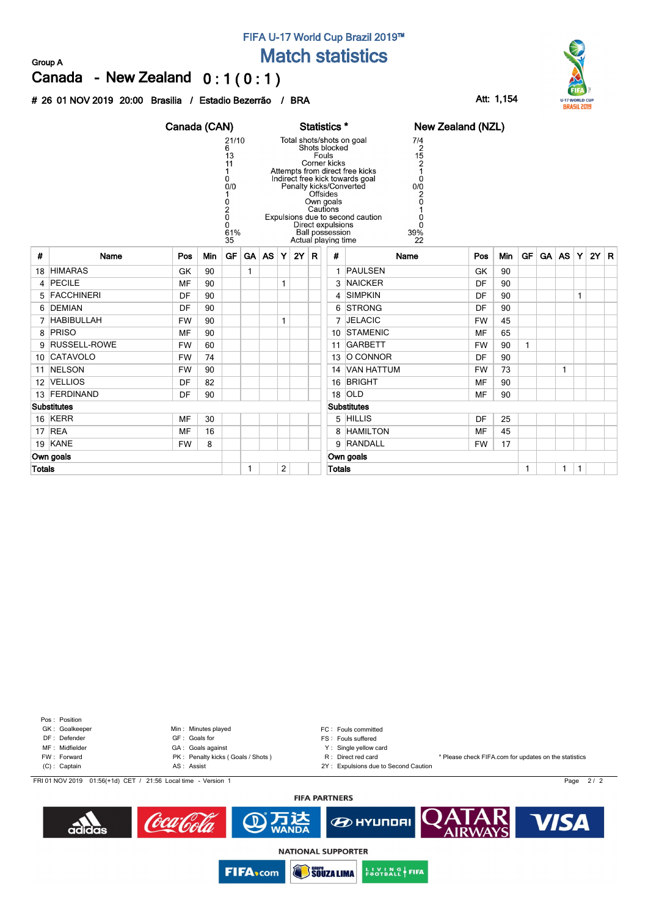## FIFA U-17 World Cup Brazil 2019™

# Match statistics

**Group A**

## Canada - New Zealand 0 : 1 ( 0 : 1 )

**# 26 01 NOV 2019 20:00 Brasilia / Estadio Bezerrão / BRA**

Att: 1,154

| Canada (CAN) | Statistics * | New Zealand (NZL) |
|---|---|---|
| 21/10 | Total shots/shots on goal | 7/4 |
| 6 | Shots blocked | 2 |
| 13 | Fouls | 15 |
| 11 | Corner kicks | 2 |
| 1 | Attempts from direct free kicks | 1 |
| 0 | Indirect free kick towards goal | 0 |
| 0/0 | Penalty kicks/Converted | 0/0 |
| 1 | Offsides | 2 |
| 0 | Own goals | 0 |
| 2 | Cautions | 1 |
| 0 | Expulsions due to second caution | 0 |
| 0 | Direct expulsions | 0 |
| 61% | Ball possession | 39% |
| 35 | Actual playing time | 22 |

| # | Name | Pos | Min | GF | GA | AS | Y | 2Y | R |
|---|---|---|---|---|---|---|---|---|---|
| 18 | HIMARAS | GK | 90 | | 1 | | | | |
| 4 | PECILE | MF | 90 | | | | 1 | | |
| 5 | FACCHINERI | DF | 90 | | | | | | |
| 6 | DEMIAN | DF | 90 | | | | | | |
| 7 | HABIBULLAH | FW | 90 | | | | 1 | | |
| 8 | PRISO | MF | 90 | | | | | | |
| 9 | RUSSELL-ROWE | FW | 60 | | | | | | |
| 10 | CATAVOLO | FW | 74 | | | | | | |
| 11 | NELSON | FW | 90 | | | | | | |
| 12 | VELLIOS | DF | 82 | | | | | | |
| 13 | FERDINAND | DF | 90 | | | | | | |
| **Substitutes** | | | | | | | | | |
| 16 | KERR | MF | 30 | | | | | | |
| 17 | REA | MF | 16 | | | | | | |
| 19 | KANE | FW | 8 | | | | | | |
| **Own goals** | | | | | | | | | |
| **Totals** | | | | | 1 | | 2 | | |

| # | Name | Pos | Min | GF | GA | AS | Y | 2Y | R |
|---|---|---|---|---|---|---|---|---|---|
| 1 | PAULSEN | GK | 90 | | | | | | |
| 3 | NAICKER | DF | 90 | | | | | | |
| 4 | SIMPKIN | DF | 90 | | | | 1 | | |
| 6 | STRONG | DF | 90 | | | | | | |
| 7 | JELACIC | FW | 45 | | | | | | |
| 10 | STAMENIC | MF | 65 | | | | | | |
| 11 | GARBETT | FW | 90 | 1 | | | | | |
| 13 | O CONNOR | DF | 90 | | | | | | |
| 14 | VAN HATTUM | FW | 73 | | | 1 | | | |
| 16 | BRIGHT | MF | 90 | | | | | | |
| 18 | OLD | MF | 90 | | | | | | |
| **Substitutes** | | | | | | | | | |
| 5 | HILLIS | DF | 25 | | | | | | |
| 8 | HAMILTON | MF | 45 | | | | | | |
| 9 | RANDALL | FW | 17 | | | | | | |
| **Own goals** | | | | | | | | | |
| **Totals** | | | | 1 | | 1 | 1 | | |

Pos : Position
GK : Goalkeeper
DF : Defender
MF : Midfielder
FW : Forward
(C) : Captain

Min : Minutes played
GF : Goals for
GA : Goals against
PK : Penalty kicks ( Goals / Shots )
AS : Assist

FC : Fouls committed
FS : Fouls suffered
Y : Single yellow card
R : Direct red card
2Y : Expulsions due to Second Caution

* Please check FIFA.com for updates on the statistics

FRI 01 NOV 2019 01:56(+1d) CET / 21:56 Local time - Version 1

**FIFA PARTNERS**

**NATIONAL SUPPORTER**